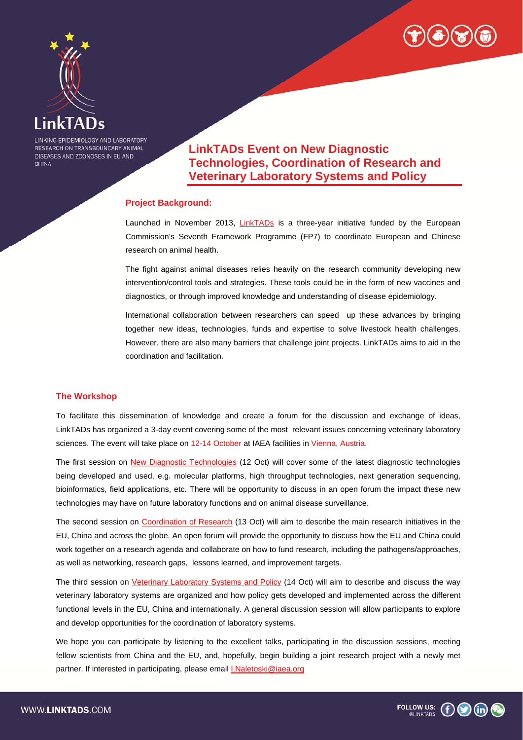LinkTADs

LINKING EPIDEMIOLOGY AND LABORATORY RESEARCH ON TRANSBOUNDARY ANIMAL DISEASES AND ZOONOSES IN EU AND CHINA

# LinkTADs Event on New Diagnostic Technologies, Coordination of Research and Veterinary Laboratory Systems and Policy

## Project Background:

Launched in November 2013, LinkTADs is a three-year initiative funded by the European Commission's Seventh Framework Programme (FP7) to coordinate European and Chinese research on animal health.

The fight against animal diseases relies heavily on the research community developing new intervention/control tools and strategies. These tools could be in the form of new vaccines and diagnostics, or through improved knowledge and understanding of disease epidemiology.

International collaboration between researchers can speed up these advances by bringing together new ideas, technologies, funds and expertise to solve livestock health challenges. However, there are also many barriers that challenge joint projects. LinkTADs aims to aid in the coordination and facilitation.

## The Workshop

To facilitate this dissemination of knowledge and create a forum for the discussion and exchange of ideas, LinkTADs has organized a 3-day event covering some of the most relevant issues concerning veterinary laboratory sciences. The event will take place on 12-14 October at IAEA facilities in Vienna, Austria.

The first session on New Diagnostic Technologies (12 Oct) will cover some of the latest diagnostic technologies being developed and used, e.g. molecular platforms, high throughput technologies, next generation sequencing, bioinformatics, field applications, etc. There will be opportunity to discuss in an open forum the impact these new technologies may have on future laboratory functions and on animal disease surveillance.

The second session on Coordination of Research (13 Oct) will aim to describe the main research initiatives in the EU, China and across the globe. An open forum will provide the opportunity to discuss how the EU and China could work together on a research agenda and collaborate on how to fund research, including the pathogens/approaches, as well as networking, research gaps, lessons learned, and improvement targets.

The third session on Veterinary Laboratory Systems and Policy (14 Oct) will aim to describe and discuss the way veterinary laboratory systems are organized and how policy gets developed and implemented across the different functional levels in the EU, China and internationally. A general discussion session will allow participants to explore and develop opportunities for the coordination of laboratory systems.

We hope you can participate by listening to the excellent talks, participating in the discussion sessions, meeting fellow scientists from China and the EU, and, hopefully, begin building a joint research project with a newly met partner. If interested in participating, please email I.Naletoski@iaea.org

WWW.LINKTADS.COM

FOLLOW US: @LINKTADS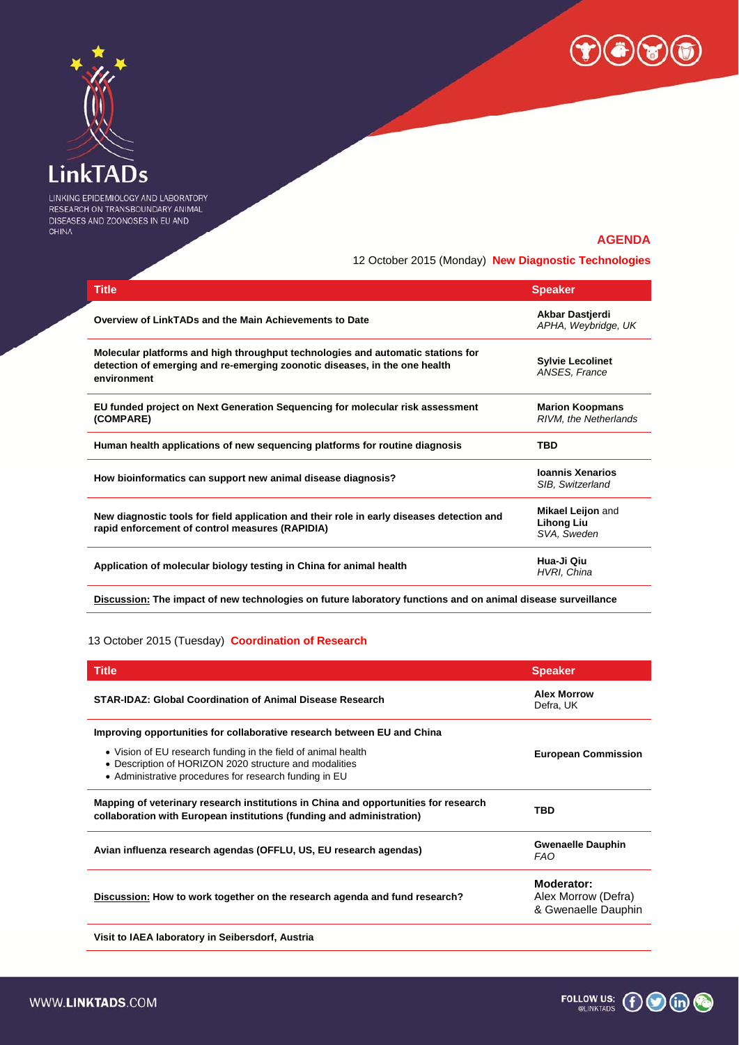LinkTADs

LINKING EPIDEMIOLOGY AND LABORATORY RESEARCH ON TRANSBOUNDARY ANIMAL DISEASES AND ZOONOSES IN EU AND CHINA

## AGENDA

12 October 2015 (Monday) **New Diagnostic Technologies**

| Title | Speaker |
| --- | --- |
| **Overview of LinkTADs and the Main Achievements to Date** | **Akbar Dastjerdi** *APHA, Weybridge, UK* |
| **Molecular platforms and high throughput technologies and automatic stations for detection of emerging and re-emerging zoonotic diseases, in the one health environment** | **Sylvie Lecolinet** *ANSES, France* |
| **EU funded project on Next Generation Sequencing for molecular risk assessment (COMPARE)** | **Marion Koopmans** *RIVM, the Netherlands* |
| **Human health applications of new sequencing platforms for routine diagnosis** | **TBD** |
| **How bioinformatics can support new animal disease diagnosis?** | **Ioannis Xenarios** *SIB, Switzerland* |
| **New diagnostic tools for field application and their role in early diseases detection and rapid enforcement of control measures (RAPIDIA)** | **Mikael Leijon** and **Lihong Liu** *SVA, Sweden* |
| **Application of molecular biology testing in China for animal health** | **Hua-Ji Qiu** *HVRI, China* |
| **Discussion: The impact of new technologies on future laboratory functions and on animal disease surveillance** | |

13 October 2015 (Tuesday) **Coordination of Research**

| Title | Speaker |
| --- | --- |
| **STAR-IDAZ: Global Coordination of Animal Disease Research** | **Alex Morrow** Defra, UK |
| **Improving opportunities for collaborative research between EU and China**<br>• Vision of EU research funding in the field of animal health<br>• Description of HORIZON 2020 structure and modalities<br>• Administrative procedures for research funding in EU | **European Commission** |
| **Mapping of veterinary research institutions in China and opportunities for research collaboration with European institutions (funding and administration)** | **TBD** |
| **Avian influenza research agendas (OFFLU, US, EU research agendas)** | **Gwenaelle Dauphin** *FAO* |
| **Discussion: How to work together on the research agenda and fund research?** | **Moderator:** Alex Morrow (Defra) & Gwenaelle Dauphin |
| **Visit to IAEA laboratory in Seibersdorf, Austria** | |

WWW.LINKTADS.COM

FOLLOW US: @LINKTADS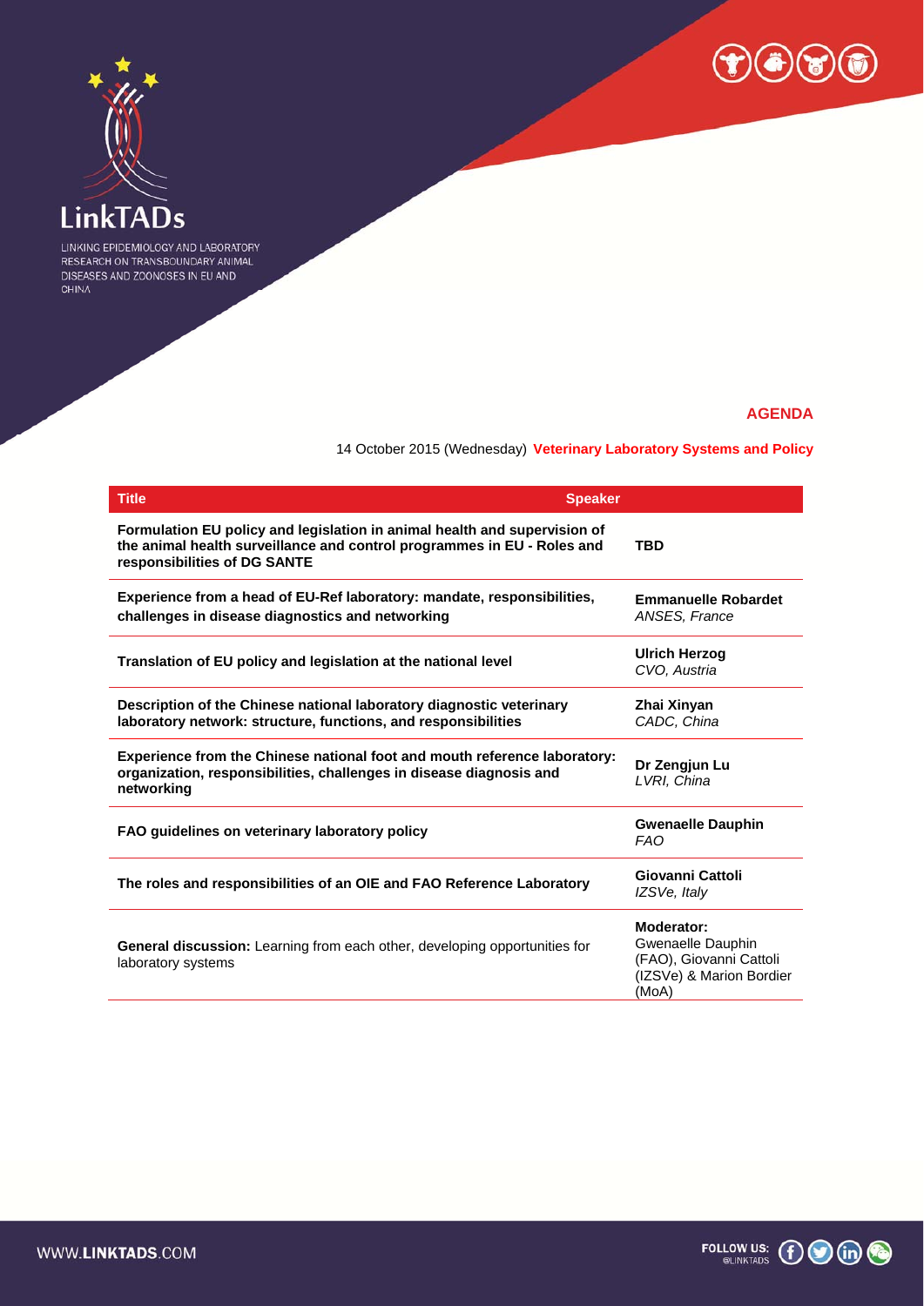LinkTADs

LINKING EPIDEMIOLOGY AND LABORATORY RESEARCH ON TRANSBOUNDARY ANIMAL DISEASES AND ZOONOSES IN EU AND CHINA

## AGENDA

14 October 2015 (Wednesday) **Veterinary Laboratory Systems and Policy**

| Title | Speaker |
|---|---|
| **Formulation EU policy and legislation in animal health and supervision of the animal health surveillance and control programmes in EU - Roles and responsibilities of DG SANTE** | **TBD** |
| **Experience from a head of EU-Ref laboratory: mandate, responsibilities, challenges in disease diagnostics and networking** | **Emmanuelle Robardet** *ANSES, France* |
| **Translation of EU policy and legislation at the national level** | **Ulrich Herzog** *CVO, Austria* |
| **Description of the Chinese national laboratory diagnostic veterinary laboratory network: structure, functions, and responsibilities** | **Zhai Xinyan** *CADC, China* |
| **Experience from the Chinese national foot and mouth reference laboratory: organization, responsibilities, challenges in disease diagnosis and networking** | **Dr Zengjun Lu** *LVRI, China* |
| **FAO guidelines on veterinary laboratory policy** | **Gwenaelle Dauphin** *FAO* |
| **The roles and responsibilities of an OIE and FAO Reference Laboratory** | **Giovanni Cattoli** *IZSVe, Italy* |
| **General discussion:** Learning from each other, developing opportunities for laboratory systems | **Moderator:** Gwenaelle Dauphin (FAO), Giovanni Cattoli (IZSVe) & Marion Bordier (MoA) |

WWW.LINKTADS.COM

FOLLOW US: @LINKTADS